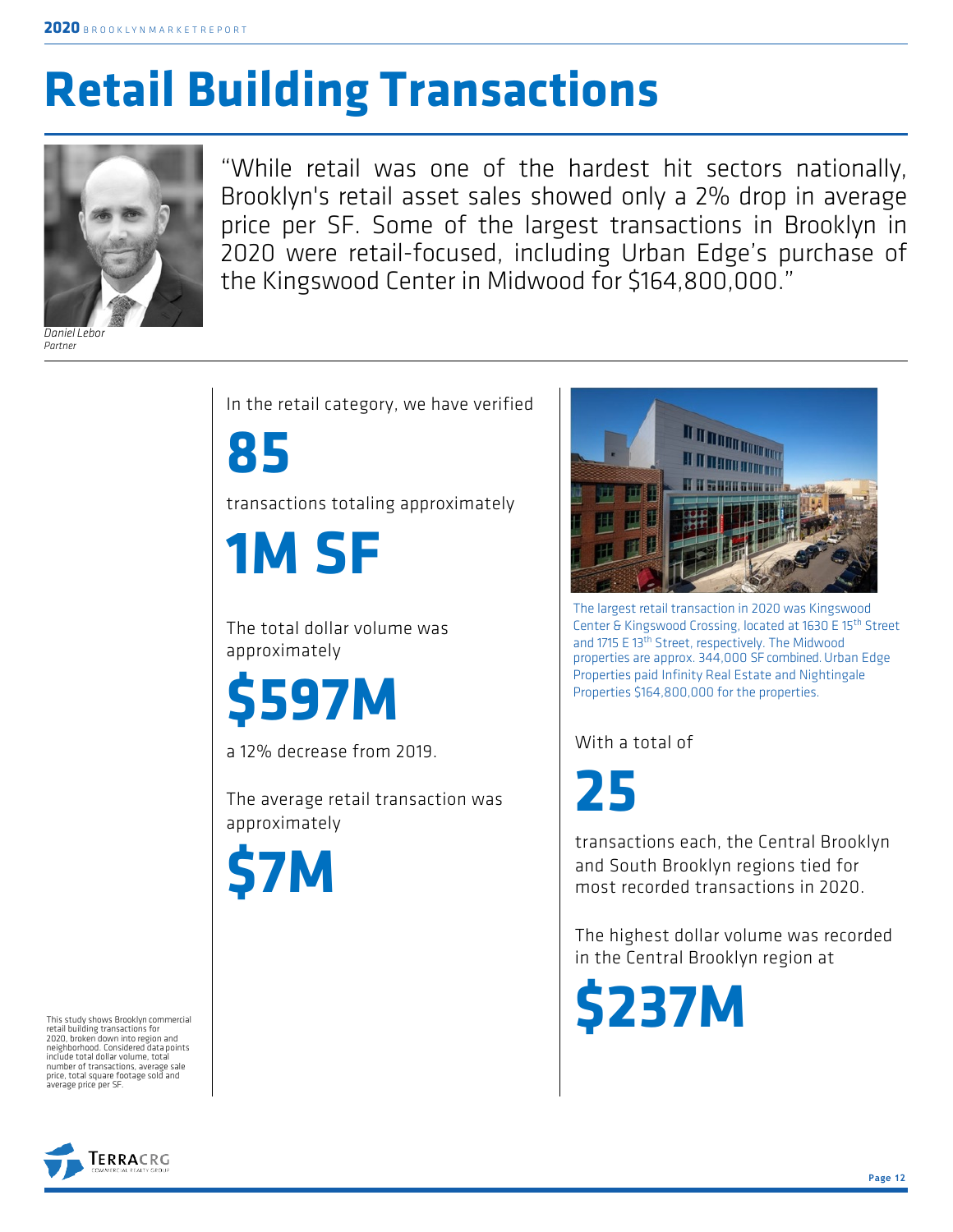# Retail Building Transactions

"While retail was one of the hardest hit sectors nationally, Brooklyn's retail asset sales showed only a 2% drop in average price per SF. Some of the largest transactions in Brooklyn in 2020 were retail-focused, including Urban Edge's purchase of the Kingswood Center in Midwood for $164,800,000."

*Daniel Lebor*
*Partner*

In the retail category, we have verified

**85**

transactions totaling approximately

**1M SF**

The total dollar volume was approximately

**$597M**

a 12% decrease from 2019.

The average retail transaction was approximately

**$7M**

The largest retail transaction in 2020 was Kingswood Center & Kingswood Crossing, located at 1630 E 15th Street and 1715 E 13th Street, respectively. The Midwood properties are approx. 344,000 SF combined. Urban Edge Properties paid Infinity Real Estate and Nightingale Properties $164,800,000 for the properties.

With a total of

**25**

transactions each, the Central Brooklyn and South Brooklyn regions tied for most recorded transactions in 2020.

The highest dollar volume was recorded in the Central Brooklyn region at

**$237M**

This study shows Brooklyn commercial retail building transactions for 2020, broken down into region and neighborhood. Considered data points include total dollar volume, total number of transactions, average sale price, total square footage sold and average price per SF.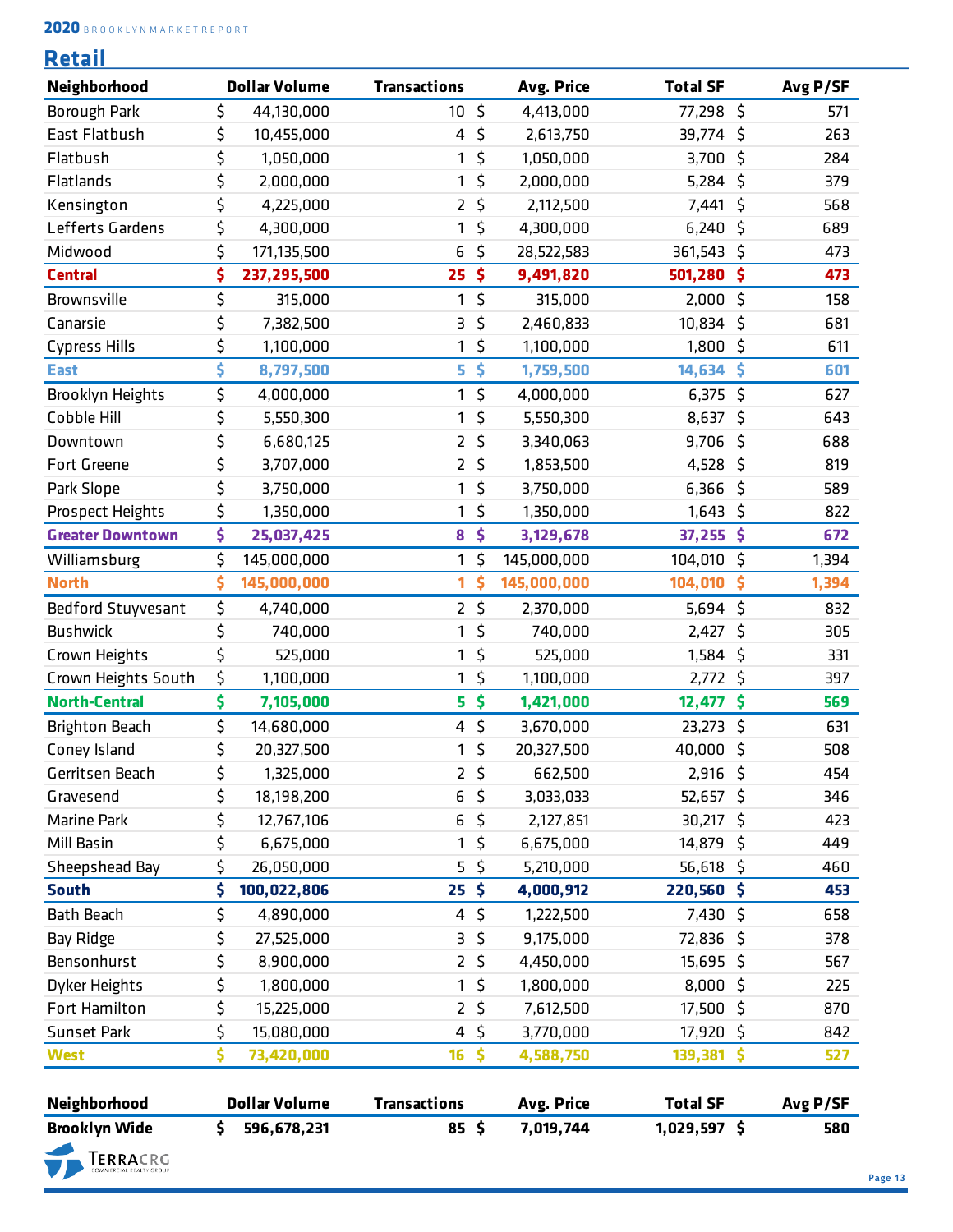## Retail

| Neighborhood | Dollar Volume | Transactions | Avg. Price | Total SF | Avg P/SF |
|---|---|---|---|---|---|
| Borough Park | $ 44,130,000 | 10 | $ 4,413,000 | 77,298 | $ 571 |
| East Flatbush | $ 10,455,000 | 4 | $ 2,613,750 | 39,774 | $ 263 |
| Flatbush | $ 1,050,000 | 1 | $ 1,050,000 | 3,700 | $ 284 |
| Flatlands | $ 2,000,000 | 1 | $ 2,000,000 | 5,284 | $ 379 |
| Kensington | $ 4,225,000 | 2 | $ 2,112,500 | 7,441 | $ 568 |
| Lefferts Gardens | $ 4,300,000 | 1 | $ 4,300,000 | 6,240 | $ 689 |
| Midwood | $ 171,135,500 | 6 | $ 28,522,583 | 361,543 | $ 473 |
| **Central** | **$ 237,295,500** | **25** | **$ 9,491,820** | **501,280** | **$ 473** |
| Brownsville | $ 315,000 | 1 | $ 315,000 | 2,000 | $ 158 |
| Canarsie | $ 7,382,500 | 3 | $ 2,460,833 | 10,834 | $ 681 |
| Cypress Hills | $ 1,100,000 | 1 | $ 1,100,000 | 1,800 | $ 611 |
| **East** | **$ 8,797,500** | **5** | **$ 1,759,500** | **14,634** | **$ 601** |
| Brooklyn Heights | $ 4,000,000 | 1 | $ 4,000,000 | 6,375 | $ 627 |
| Cobble Hill | $ 5,550,300 | 1 | $ 5,550,300 | 8,637 | $ 643 |
| Downtown | $ 6,680,125 | 2 | $ 3,340,063 | 9,706 | $ 688 |
| Fort Greene | $ 3,707,000 | 2 | $ 1,853,500 | 4,528 | $ 819 |
| Park Slope | $ 3,750,000 | 1 | $ 3,750,000 | 6,366 | $ 589 |
| Prospect Heights | $ 1,350,000 | 1 | $ 1,350,000 | 1,643 | $ 822 |
| **Greater Downtown** | **$ 25,037,425** | **8** | **$ 3,129,678** | **37,255** | **$ 672** |
| Williamsburg | $ 145,000,000 | 1 | $ 145,000,000 | 104,010 | $ 1,394 |
| **North** | **$ 145,000,000** | **1** | **$ 145,000,000** | **104,010** | **$ 1,394** |
| Bedford Stuyvesant | $ 4,740,000 | 2 | $ 2,370,000 | 5,694 | $ 832 |
| Bushwick | $ 740,000 | 1 | $ 740,000 | 2,427 | $ 305 |
| Crown Heights | $ 525,000 | 1 | $ 525,000 | 1,584 | $ 331 |
| Crown Heights South | $ 1,100,000 | 1 | $ 1,100,000 | 2,772 | $ 397 |
| **North-Central** | **$ 7,105,000** | **5** | **$ 1,421,000** | **12,477** | **$ 569** |
| Brighton Beach | $ 14,680,000 | 4 | $ 3,670,000 | 23,273 | $ 631 |
| Coney Island | $ 20,327,500 | 1 | $ 20,327,500 | 40,000 | $ 508 |
| Gerritsen Beach | $ 1,325,000 | 2 | $ 662,500 | 2,916 | $ 454 |
| Gravesend | $ 18,198,200 | 6 | $ 3,033,033 | 52,657 | $ 346 |
| Marine Park | $ 12,767,106 | 6 | $ 2,127,851 | 30,217 | $ 423 |
| Mill Basin | $ 6,675,000 | 1 | $ 6,675,000 | 14,879 | $ 449 |
| Sheepshead Bay | $ 26,050,000 | 5 | $ 5,210,000 | 56,618 | $ 460 |
| **South** | **$ 100,022,806** | **25** | **$ 4,000,912** | **220,560** | **$ 453** |
| Bath Beach | $ 4,890,000 | 4 | $ 1,222,500 | 7,430 | $ 658 |
| Bay Ridge | $ 27,525,000 | 3 | $ 9,175,000 | 72,836 | $ 378 |
| Bensonhurst | $ 8,900,000 | 2 | $ 4,450,000 | 15,695 | $ 567 |
| Dyker Heights | $ 1,800,000 | 1 | $ 1,800,000 | 8,000 | $ 225 |
| Fort Hamilton | $ 15,225,000 | 2 | $ 7,612,500 | 17,500 | $ 870 |
| Sunset Park | $ 15,080,000 | 4 | $ 3,770,000 | 17,920 | $ 842 |
| **West** | **$ 73,420,000** | **16** | **$ 4,588,750** | **139,381** | **$ 527** |

| Neighborhood | Dollar Volume | Transactions | Avg. Price | Total SF | Avg P/SF |
|---|---|---|---|---|---|
| **Brooklyn Wide** | **$ 596,678,231** | **85** | **$ 7,019,744** | **1,029,597** | **$ 580** |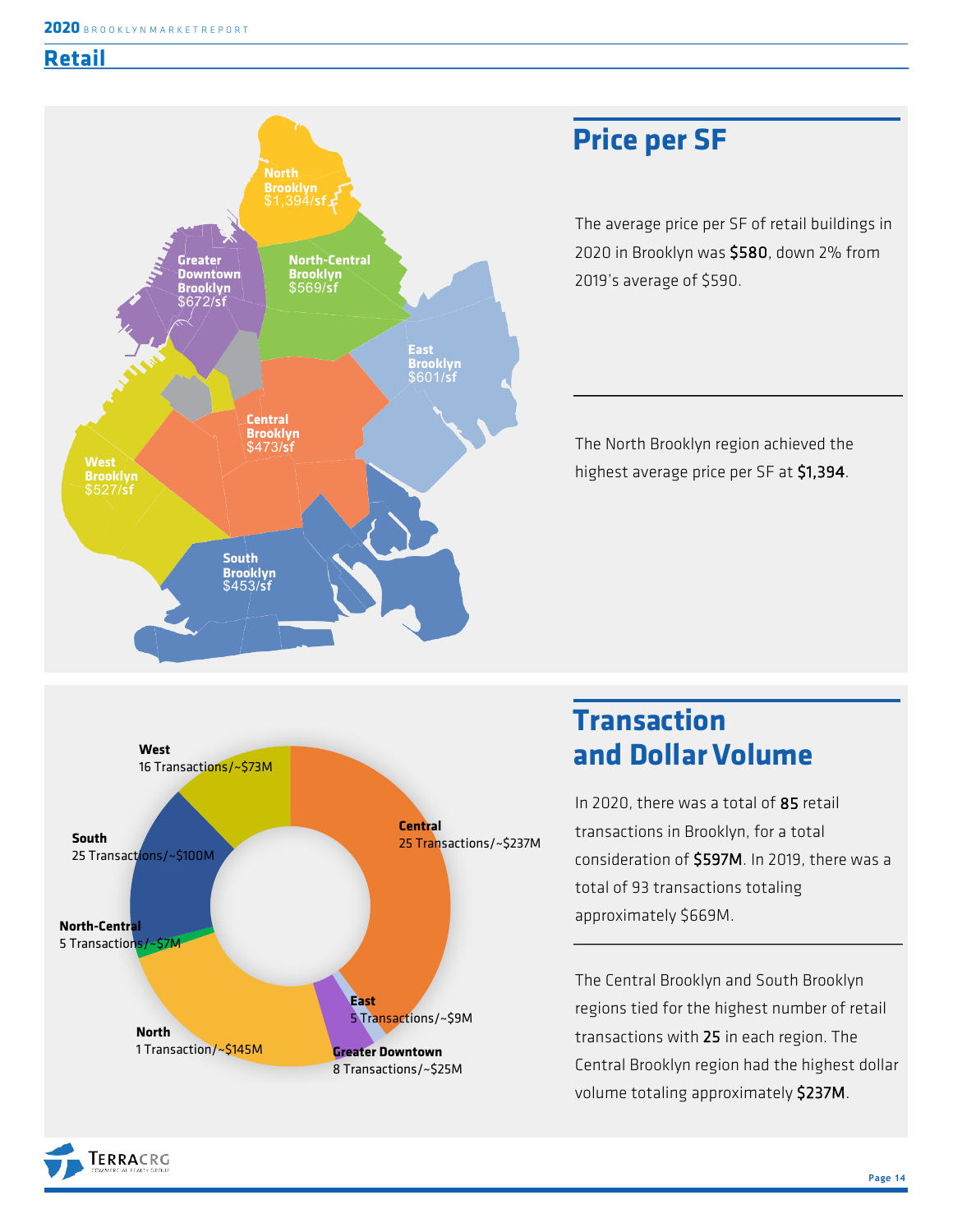## Retail

North Brooklyn $1,394/sf

Greater Downtown Brooklyn $672/sf

North-Central Brooklyn $569/sf

East Brooklyn $601/sf

Central Brooklyn $473/sf

West Brooklyn $527/sf

South Brooklyn $453/sf

## Price per SF

The average price per SF of retail buildings in 2020 in Brooklyn was **$580**, down 2% from 2019's average of $590.

The North Brooklyn region achieved the highest average price per SF at **$1,394**.

**West**
16 Transactions/~$73M

**Central**
25 Transactions/~$237M

**South**
25 Transactions/~$100M

**North-Central**
5 Transactions/~$7M

**East**
5 Transactions/~$9M

**North**
1 Transaction/~$145M

**Greater Downtown**
8 Transactions/~$25M

## Transaction and Dollar Volume

In 2020, there was a total of **85** retail transactions in Brooklyn, for a total consideration of **$597M**. In 2019, there was a total of 93 transactions totaling approximately $669M.

The Central Brooklyn and South Brooklyn regions tied for the highest number of retail transactions with **25** in each region. The Central Brooklyn region had the highest dollar volume totaling approximately **$237M**.